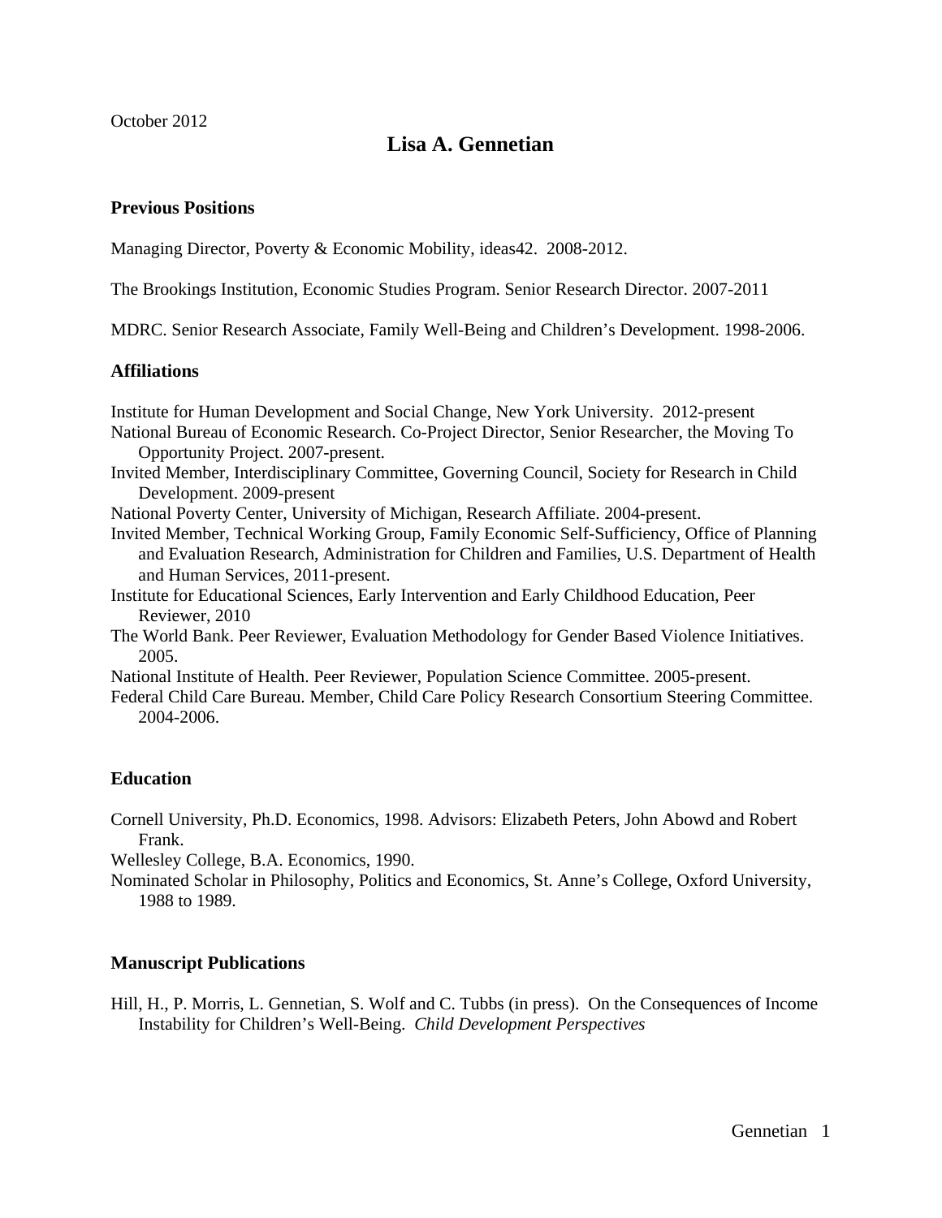October 2012

# Lisa A. Gennetian

## Previous Positions

Managing Director, Poverty & Economic Mobility, ideas42. 2008-2012.

The Brookings Institution, Economic Studies Program. Senior Research Director. 2007-2011

MDRC. Senior Research Associate, Family Well-Being and Children's Development. 1998-2006.

## Affiliations

Institute for Human Development and Social Change, New York University. 2012-present

National Bureau of Economic Research. Co-Project Director, Senior Researcher, the Moving To Opportunity Project. 2007-present.

Invited Member, Interdisciplinary Committee, Governing Council, Society for Research in Child Development. 2009-present

National Poverty Center, University of Michigan, Research Affiliate. 2004-present.

Invited Member, Technical Working Group, Family Economic Self-Sufficiency, Office of Planning and Evaluation Research, Administration for Children and Families, U.S. Department of Health and Human Services, 2011-present.

Institute for Educational Sciences, Early Intervention and Early Childhood Education, Peer Reviewer, 2010

The World Bank. Peer Reviewer, Evaluation Methodology for Gender Based Violence Initiatives. 2005.

National Institute of Health. Peer Reviewer, Population Science Committee. 2005-present.

Federal Child Care Bureau. Member, Child Care Policy Research Consortium Steering Committee. 2004-2006.

## Education

Cornell University, Ph.D. Economics, 1998. Advisors: Elizabeth Peters, John Abowd and Robert Frank.

Wellesley College, B.A. Economics, 1990.

Nominated Scholar in Philosophy, Politics and Economics, St. Anne's College, Oxford University, 1988 to 1989.

## Manuscript Publications

Hill, H., P. Morris, L. Gennetian, S. Wolf and C. Tubbs (in press). On the Consequences of Income Instability for Children's Well-Being. *Child Development Perspectives*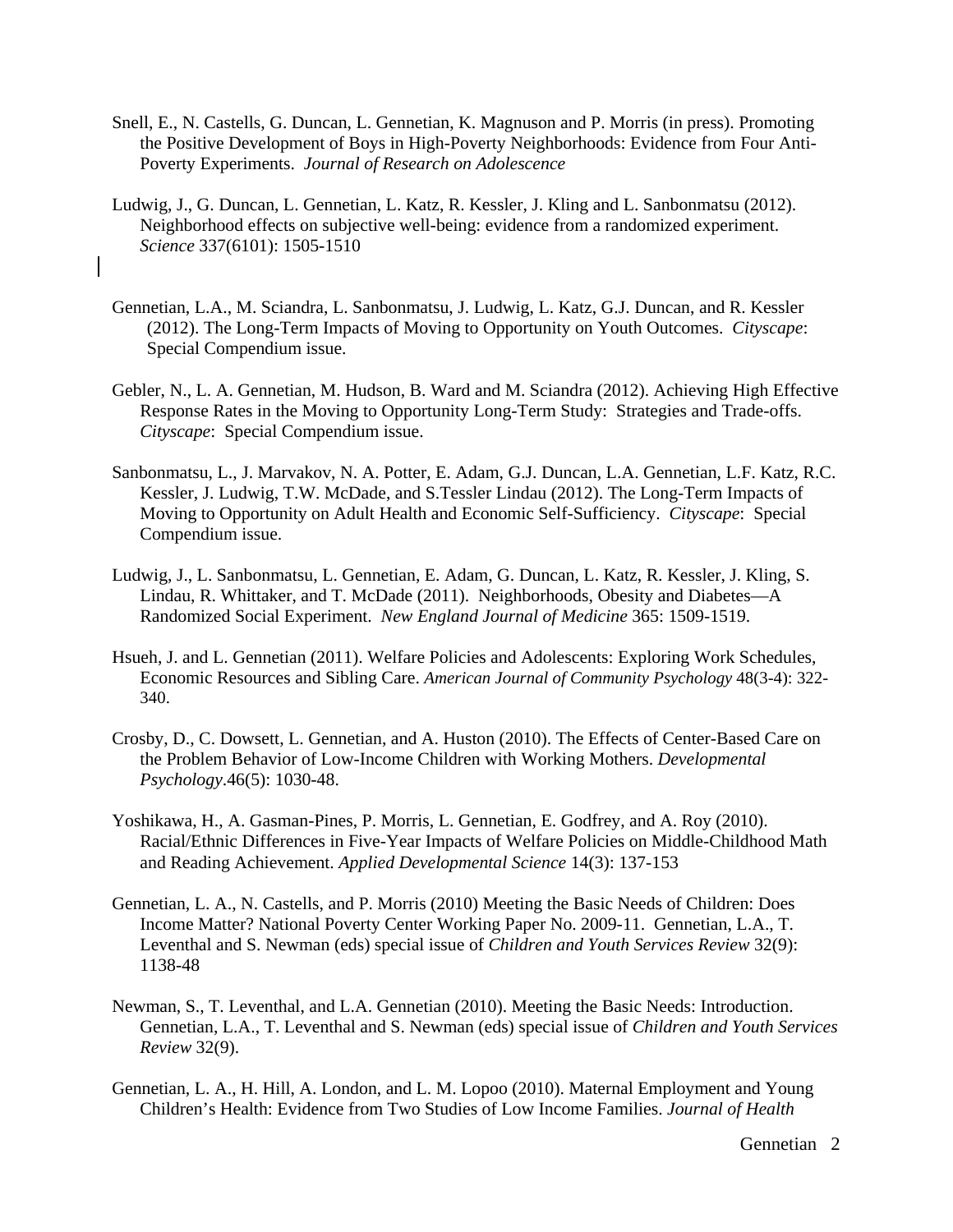Snell, E., N. Castells, G. Duncan, L. Gennetian, K. Magnuson and P. Morris (in press). Promoting the Positive Development of Boys in High-Poverty Neighborhoods: Evidence from Four Anti-Poverty Experiments. *Journal of Research on Adolescence*

Ludwig, J., G. Duncan, L. Gennetian, L. Katz, R. Kessler, J. Kling and L. Sanbonmatsu (2012). Neighborhood effects on subjective well-being: evidence from a randomized experiment. *Science* 337(6101): 1505-1510

Gennetian, L.A., M. Sciandra, L. Sanbonmatsu, J. Ludwig, L. Katz, G.J. Duncan, and R. Kessler (2012). The Long-Term Impacts of Moving to Opportunity on Youth Outcomes. *Cityscape*: Special Compendium issue.

Gebler, N., L. A. Gennetian, M. Hudson, B. Ward and M. Sciandra (2012). Achieving High Effective Response Rates in the Moving to Opportunity Long-Term Study: Strategies and Trade-offs. *Cityscape*: Special Compendium issue.

Sanbonmatsu, L., J. Marvakov, N. A. Potter, E. Adam, G.J. Duncan, L.A. Gennetian, L.F. Katz, R.C. Kessler, J. Ludwig, T.W. McDade, and S.Tessler Lindau (2012). The Long-Term Impacts of Moving to Opportunity on Adult Health and Economic Self-Sufficiency. *Cityscape*: Special Compendium issue.

Ludwig, J., L. Sanbonmatsu, L. Gennetian, E. Adam, G. Duncan, L. Katz, R. Kessler, J. Kling, S. Lindau, R. Whittaker, and T. McDade (2011). Neighborhoods, Obesity and Diabetes—A Randomized Social Experiment. *New England Journal of Medicine* 365: 1509-1519.

Hsueh, J. and L. Gennetian (2011). Welfare Policies and Adolescents: Exploring Work Schedules, Economic Resources and Sibling Care. *American Journal of Community Psychology* 48(3-4): 322-340.

Crosby, D., C. Dowsett, L. Gennetian, and A. Huston (2010). The Effects of Center-Based Care on the Problem Behavior of Low-Income Children with Working Mothers. *Developmental Psychology*.46(5): 1030-48.

Yoshikawa, H., A. Gasman-Pines, P. Morris, L. Gennetian, E. Godfrey, and A. Roy (2010). Racial/Ethnic Differences in Five-Year Impacts of Welfare Policies on Middle-Childhood Math and Reading Achievement. *Applied Developmental Science* 14(3): 137-153

Gennetian, L. A., N. Castells, and P. Morris (2010) Meeting the Basic Needs of Children: Does Income Matter? National Poverty Center Working Paper No. 2009-11. Gennetian, L.A., T. Leventhal and S. Newman (eds) special issue of *Children and Youth Services Review* 32(9): 1138-48

Newman, S., T. Leventhal, and L.A. Gennetian (2010). Meeting the Basic Needs: Introduction. Gennetian, L.A., T. Leventhal and S. Newman (eds) special issue of *Children and Youth Services Review* 32(9).

Gennetian, L. A., H. Hill, A. London, and L. M. Lopoo (2010). Maternal Employment and Young Children's Health: Evidence from Two Studies of Low Income Families. *Journal of Health*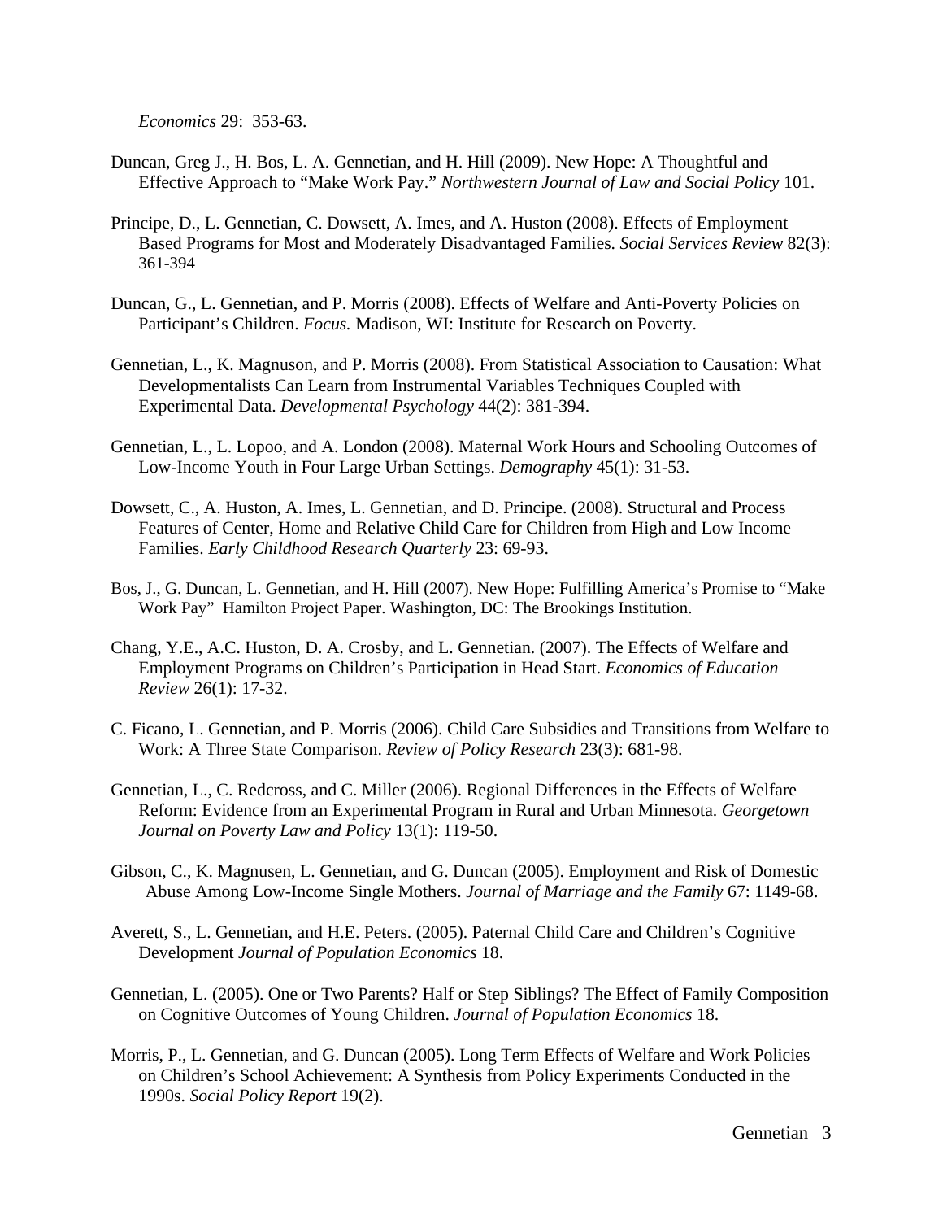*Economics* 29: 353-63.

Duncan, Greg J., H. Bos, L. A. Gennetian, and H. Hill (2009). New Hope: A Thoughtful and Effective Approach to "Make Work Pay." *Northwestern Journal of Law and Social Policy* 101.

Principe, D., L. Gennetian, C. Dowsett, A. Imes, and A. Huston (2008). Effects of Employment Based Programs for Most and Moderately Disadvantaged Families. *Social Services Review* 82(3): 361-394

Duncan, G., L. Gennetian, and P. Morris (2008). Effects of Welfare and Anti-Poverty Policies on Participant's Children. *Focus.* Madison, WI: Institute for Research on Poverty.

Gennetian, L., K. Magnuson, and P. Morris (2008). From Statistical Association to Causation: What Developmentalists Can Learn from Instrumental Variables Techniques Coupled with Experimental Data. *Developmental Psychology* 44(2): 381-394.

Gennetian, L., L. Lopoo, and A. London (2008). Maternal Work Hours and Schooling Outcomes of Low-Income Youth in Four Large Urban Settings. *Demography* 45(1): 31-53.

Dowsett, C., A. Huston, A. Imes, L. Gennetian, and D. Principe. (2008). Structural and Process Features of Center, Home and Relative Child Care for Children from High and Low Income Families. *Early Childhood Research Quarterly* 23: 69-93.

Bos, J., G. Duncan, L. Gennetian, and H. Hill (2007). New Hope: Fulfilling America's Promise to "Make Work Pay" Hamilton Project Paper. Washington, DC: The Brookings Institution.

Chang, Y.E., A.C. Huston, D. A. Crosby, and L. Gennetian. (2007). The Effects of Welfare and Employment Programs on Children's Participation in Head Start. *Economics of Education Review* 26(1): 17-32.

C. Ficano, L. Gennetian, and P. Morris (2006). Child Care Subsidies and Transitions from Welfare to Work: A Three State Comparison. *Review of Policy Research* 23(3): 681-98.

Gennetian, L., C. Redcross, and C. Miller (2006). Regional Differences in the Effects of Welfare Reform: Evidence from an Experimental Program in Rural and Urban Minnesota. *Georgetown Journal on Poverty Law and Policy* 13(1): 119-50.

Gibson, C., K. Magnusen, L. Gennetian, and G. Duncan (2005). Employment and Risk of Domestic Abuse Among Low-Income Single Mothers. *Journal of Marriage and the Family* 67: 1149-68.

Averett, S., L. Gennetian, and H.E. Peters. (2005). Paternal Child Care and Children's Cognitive Development *Journal of Population Economics* 18.

Gennetian, L. (2005). One or Two Parents? Half or Step Siblings? The Effect of Family Composition on Cognitive Outcomes of Young Children. *Journal of Population Economics* 18.

Morris, P., L. Gennetian, and G. Duncan (2005). Long Term Effects of Welfare and Work Policies on Children's School Achievement: A Synthesis from Policy Experiments Conducted in the 1990s. *Social Policy Report* 19(2).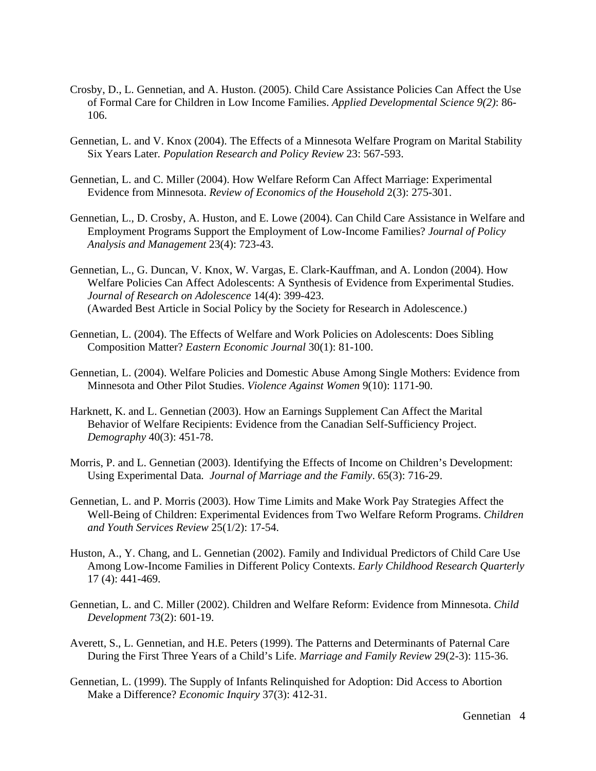Crosby, D., L. Gennetian, and A. Huston. (2005). Child Care Assistance Policies Can Affect the Use of Formal Care for Children in Low Income Families. *Applied Developmental Science 9(2)*: 86-106.

Gennetian, L. and V. Knox (2004). The Effects of a Minnesota Welfare Program on Marital Stability Six Years Later. *Population Research and Policy Review* 23: 567-593.

Gennetian, L. and C. Miller (2004). How Welfare Reform Can Affect Marriage: Experimental Evidence from Minnesota. *Review of Economics of the Household* 2(3): 275-301.

Gennetian, L., D. Crosby, A. Huston, and E. Lowe (2004). Can Child Care Assistance in Welfare and Employment Programs Support the Employment of Low-Income Families? *Journal of Policy Analysis and Management* 23(4): 723-43.

Gennetian, L., G. Duncan, V. Knox, W. Vargas, E. Clark-Kauffman, and A. London (2004). How Welfare Policies Can Affect Adolescents: A Synthesis of Evidence from Experimental Studies. *Journal of Research on Adolescence* 14(4): 399-423.
(Awarded Best Article in Social Policy by the Society for Research in Adolescence.)

Gennetian, L. (2004). The Effects of Welfare and Work Policies on Adolescents: Does Sibling Composition Matter? *Eastern Economic Journal* 30(1): 81-100.

Gennetian, L. (2004). Welfare Policies and Domestic Abuse Among Single Mothers: Evidence from Minnesota and Other Pilot Studies. *Violence Against Women* 9(10): 1171-90.

Harknett, K. and L. Gennetian (2003). How an Earnings Supplement Can Affect the Marital Behavior of Welfare Recipients: Evidence from the Canadian Self-Sufficiency Project. *Demography* 40(3): 451-78.

Morris, P. and L. Gennetian (2003). Identifying the Effects of Income on Children's Development: Using Experimental Data. *Journal of Marriage and the Family*. 65(3): 716-29.

Gennetian, L. and P. Morris (2003). How Time Limits and Make Work Pay Strategies Affect the Well-Being of Children: Experimental Evidences from Two Welfare Reform Programs. *Children and Youth Services Review* 25(1/2): 17-54.

Huston, A., Y. Chang, and L. Gennetian (2002). Family and Individual Predictors of Child Care Use Among Low-Income Families in Different Policy Contexts. *Early Childhood Research Quarterly* 17 (4): 441-469.

Gennetian, L. and C. Miller (2002). Children and Welfare Reform: Evidence from Minnesota. *Child Development* 73(2): 601-19.

Averett, S., L. Gennetian, and H.E. Peters (1999). The Patterns and Determinants of Paternal Care During the First Three Years of a Child's Life. *Marriage and Family Review* 29(2-3): 115-36.

Gennetian, L. (1999). The Supply of Infants Relinquished for Adoption: Did Access to Abortion Make a Difference? *Economic Inquiry* 37(3): 412-31.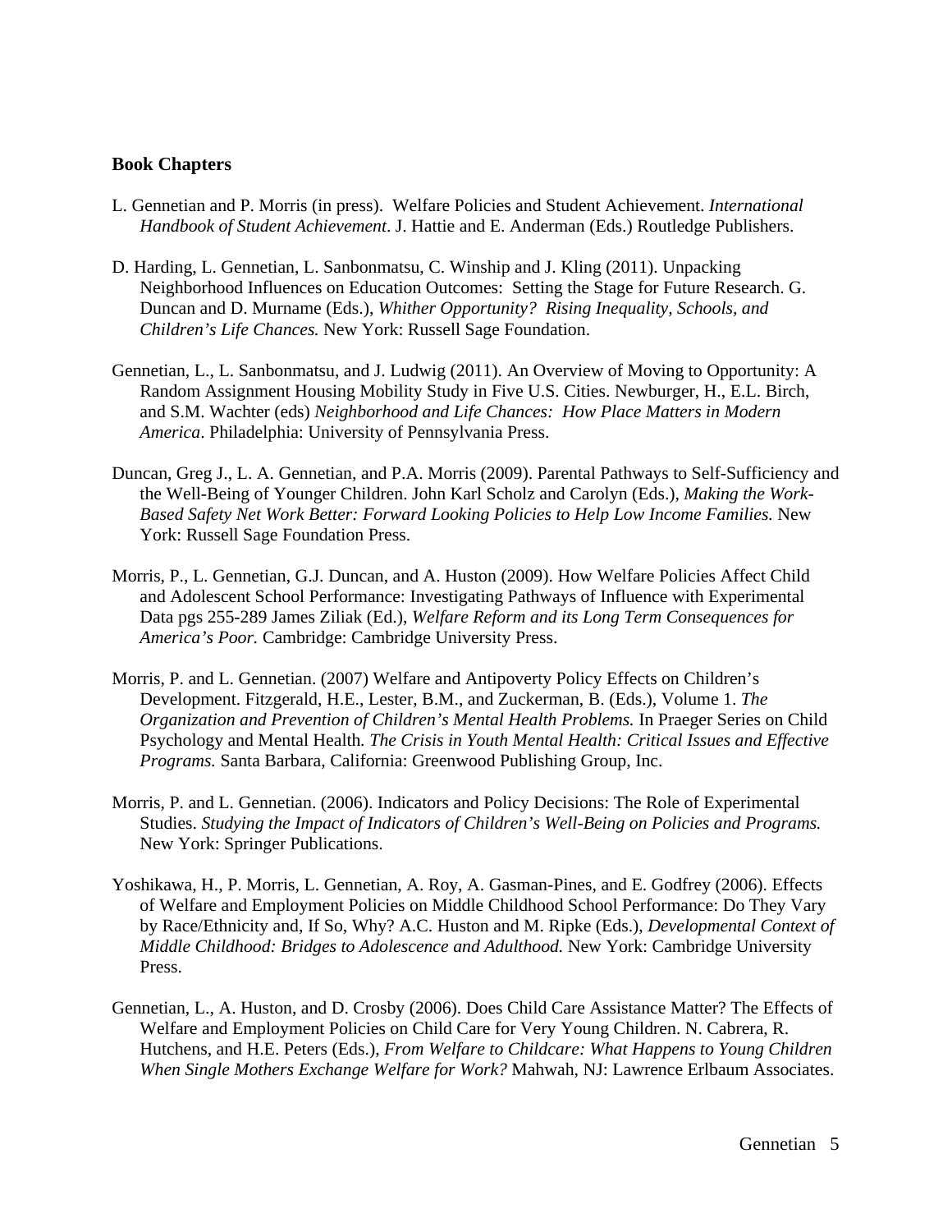**Book Chapters**

L. Gennetian and P. Morris (in press). Welfare Policies and Student Achievement. *International Handbook of Student Achievement*. J. Hattie and E. Anderman (Eds.) Routledge Publishers.

D. Harding, L. Gennetian, L. Sanbonmatsu, C. Winship and J. Kling (2011). Unpacking Neighborhood Influences on Education Outcomes: Setting the Stage for Future Research. G. Duncan and D. Murname (Eds.), *Whither Opportunity? Rising Inequality, Schools, and Children's Life Chances.* New York: Russell Sage Foundation.

Gennetian, L., L. Sanbonmatsu, and J. Ludwig (2011). An Overview of Moving to Opportunity: A Random Assignment Housing Mobility Study in Five U.S. Cities. Newburger, H., E.L. Birch, and S.M. Wachter (eds) *Neighborhood and Life Chances: How Place Matters in Modern America*. Philadelphia: University of Pennsylvania Press.

Duncan, Greg J., L. A. Gennetian, and P.A. Morris (2009). Parental Pathways to Self-Sufficiency and the Well-Being of Younger Children. John Karl Scholz and Carolyn (Eds.), *Making the Work-Based Safety Net Work Better: Forward Looking Policies to Help Low Income Families.* New York: Russell Sage Foundation Press.

Morris, P., L. Gennetian, G.J. Duncan, and A. Huston (2009). How Welfare Policies Affect Child and Adolescent School Performance: Investigating Pathways of Influence with Experimental Data pgs 255-289 James Ziliak (Ed.), *Welfare Reform and its Long Term Consequences for America's Poor.* Cambridge: Cambridge University Press.

Morris, P. and L. Gennetian. (2007) Welfare and Antipoverty Policy Effects on Children's Development. Fitzgerald, H.E., Lester, B.M., and Zuckerman, B. (Eds.), Volume 1. *The Organization and Prevention of Children's Mental Health Problems.* In Praeger Series on Child Psychology and Mental Health*. The Crisis in Youth Mental Health: Critical Issues and Effective Programs.* Santa Barbara, California: Greenwood Publishing Group, Inc.

Morris, P. and L. Gennetian. (2006). Indicators and Policy Decisions: The Role of Experimental Studies. *Studying the Impact of Indicators of Children's Well-Being on Policies and Programs.* New York: Springer Publications.

Yoshikawa, H., P. Morris, L. Gennetian, A. Roy, A. Gasman-Pines, and E. Godfrey (2006). Effects of Welfare and Employment Policies on Middle Childhood School Performance: Do They Vary by Race/Ethnicity and, If So, Why? A.C. Huston and M. Ripke (Eds.), *Developmental Context of Middle Childhood: Bridges to Adolescence and Adulthood.* New York: Cambridge University Press.

Gennetian, L., A. Huston, and D. Crosby (2006). Does Child Care Assistance Matter? The Effects of Welfare and Employment Policies on Child Care for Very Young Children. N. Cabrera, R. Hutchens, and H.E. Peters (Eds.), *From Welfare to Childcare: What Happens to Young Children When Single Mothers Exchange Welfare for Work?* Mahwah, NJ: Lawrence Erlbaum Associates.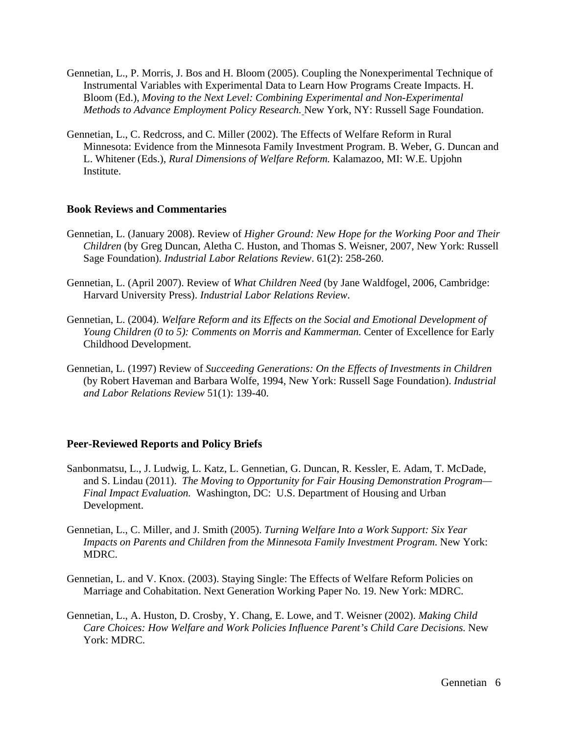Gennetian, L., P. Morris, J. Bos and H. Bloom (2005). Coupling the Nonexperimental Technique of Instrumental Variables with Experimental Data to Learn How Programs Create Impacts. H. Bloom (Ed.), *Moving to the Next Level: Combining Experimental and Non-Experimental Methods to Advance Employment Policy Research.* New York, NY: Russell Sage Foundation.

Gennetian, L., C. Redcross, and C. Miller (2002). The Effects of Welfare Reform in Rural Minnesota: Evidence from the Minnesota Family Investment Program. B. Weber, G. Duncan and L. Whitener (Eds.), *Rural Dimensions of Welfare Reform.* Kalamazoo, MI: W.E. Upjohn Institute.

### Book Reviews and Commentaries

Gennetian, L. (January 2008). Review of *Higher Ground: New Hope for the Working Poor and Their Children* (by Greg Duncan, Aletha C. Huston, and Thomas S. Weisner, 2007, New York: Russell Sage Foundation). *Industrial Labor Relations Review*. 61(2): 258-260.

Gennetian, L. (April 2007). Review of *What Children Need* (by Jane Waldfogel, 2006, Cambridge: Harvard University Press). *Industrial Labor Relations Review*.

Gennetian, L. (2004). *Welfare Reform and its Effects on the Social and Emotional Development of Young Children (0 to 5): Comments on Morris and Kammerman.* Center of Excellence for Early Childhood Development.

Gennetian, L. (1997) Review of *Succeeding Generations: On the Effects of Investments in Children* (by Robert Haveman and Barbara Wolfe, 1994, New York: Russell Sage Foundation). *Industrial and Labor Relations Review* 51(1): 139-40.

### Peer-Reviewed Reports and Policy Briefs

Sanbonmatsu, L., J. Ludwig, L. Katz, L. Gennetian, G. Duncan, R. Kessler, E. Adam, T. McDade, and S. Lindau (2011). *The Moving to Opportunity for Fair Housing Demonstration Program—Final Impact Evaluation.* Washington, DC: U.S. Department of Housing and Urban Development.

Gennetian, L., C. Miller, and J. Smith (2005). *Turning Welfare Into a Work Support: Six Year Impacts on Parents and Children from the Minnesota Family Investment Program*. New York: MDRC.

Gennetian, L. and V. Knox. (2003). Staying Single: The Effects of Welfare Reform Policies on Marriage and Cohabitation. Next Generation Working Paper No. 19. New York: MDRC.

Gennetian, L., A. Huston, D. Crosby, Y. Chang, E. Lowe, and T. Weisner (2002). *Making Child Care Choices: How Welfare and Work Policies Influence Parent's Child Care Decisions.* New York: MDRC.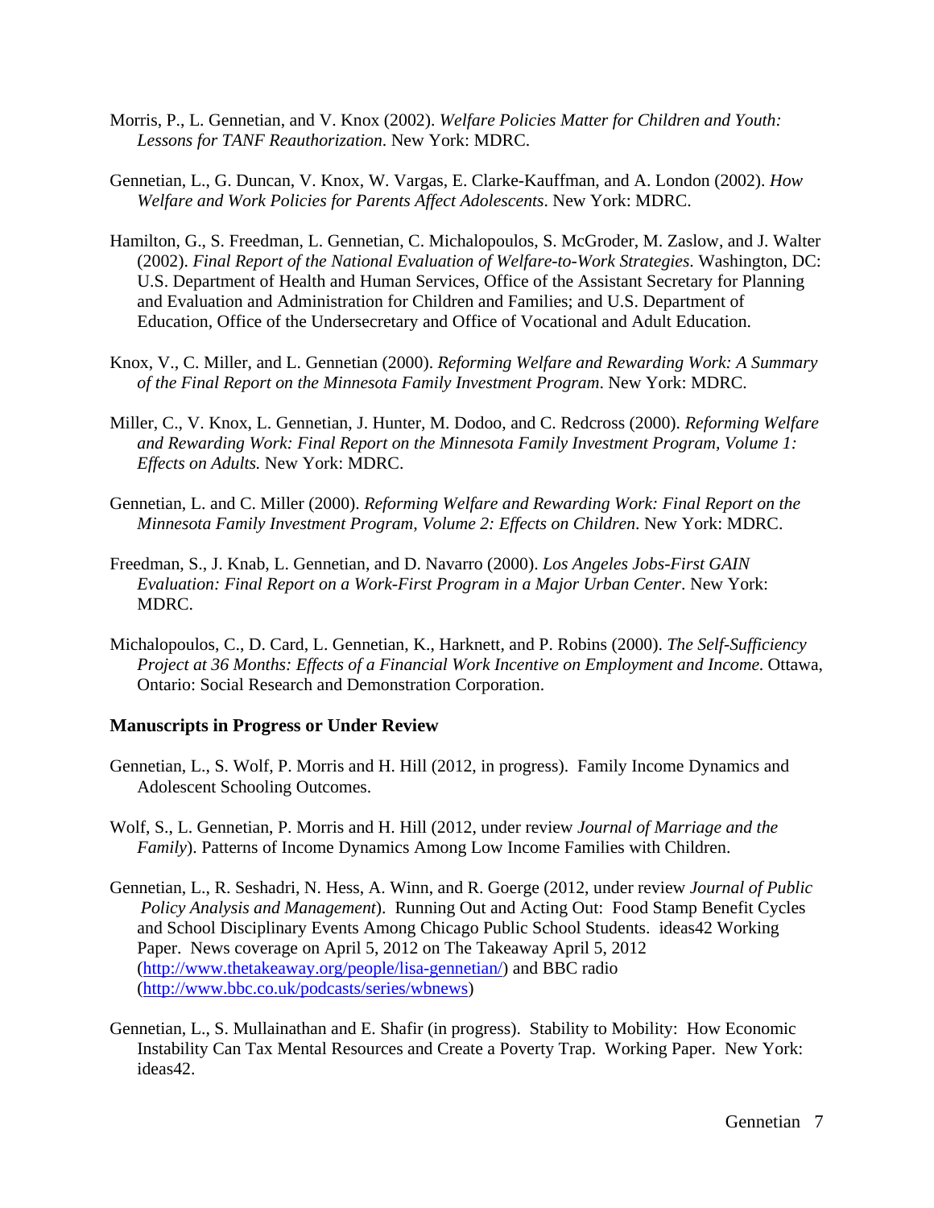Morris, P., L. Gennetian, and V. Knox (2002). *Welfare Policies Matter for Children and Youth: Lessons for TANF Reauthorization*. New York: MDRC.

Gennetian, L., G. Duncan, V. Knox, W. Vargas, E. Clarke-Kauffman, and A. London (2002). *How Welfare and Work Policies for Parents Affect Adolescents*. New York: MDRC.

Hamilton, G., S. Freedman, L. Gennetian, C. Michalopoulos, S. McGroder, M. Zaslow, and J. Walter (2002). *Final Report of the National Evaluation of Welfare-to-Work Strategies*. Washington, DC: U.S. Department of Health and Human Services, Office of the Assistant Secretary for Planning and Evaluation and Administration for Children and Families; and U.S. Department of Education, Office of the Undersecretary and Office of Vocational and Adult Education.

Knox, V., C. Miller, and L. Gennetian (2000). *Reforming Welfare and Rewarding Work: A Summary of the Final Report on the Minnesota Family Investment Program*. New York: MDRC.

Miller, C., V. Knox, L. Gennetian, J. Hunter, M. Dodoo, and C. Redcross (2000). *Reforming Welfare and Rewarding Work: Final Report on the Minnesota Family Investment Program, Volume 1: Effects on Adults.* New York: MDRC.

Gennetian, L. and C. Miller (2000). *Reforming Welfare and Rewarding Work: Final Report on the Minnesota Family Investment Program, Volume 2: Effects on Children*. New York: MDRC.

Freedman, S., J. Knab, L. Gennetian, and D. Navarro (2000). *Los Angeles Jobs-First GAIN Evaluation: Final Report on a Work-First Program in a Major Urban Center*. New York: MDRC.

Michalopoulos, C., D. Card, L. Gennetian, K., Harknett, and P. Robins (2000). *The Self-Sufficiency Project at 36 Months: Effects of a Financial Work Incentive on Employment and Income.* Ottawa, Ontario: Social Research and Demonstration Corporation.

**Manuscripts in Progress or Under Review**

Gennetian, L., S. Wolf, P. Morris and H. Hill (2012, in progress). Family Income Dynamics and Adolescent Schooling Outcomes.

Wolf, S., L. Gennetian, P. Morris and H. Hill (2012, under review *Journal of Marriage and the Family*). Patterns of Income Dynamics Among Low Income Families with Children.

Gennetian, L., R. Seshadri, N. Hess, A. Winn, and R. Goerge (2012, under review *Journal of Public Policy Analysis and Management*). Running Out and Acting Out: Food Stamp Benefit Cycles and School Disciplinary Events Among Chicago Public School Students. ideas42 Working Paper. News coverage on April 5, 2012 on The Takeaway April 5, 2012 (http://www.thetakeaway.org/people/lisa-gennetian/) and BBC radio (http://www.bbc.co.uk/podcasts/series/wbnews)

Gennetian, L., S. Mullainathan and E. Shafir (in progress). Stability to Mobility: How Economic Instability Can Tax Mental Resources and Create a Poverty Trap. Working Paper. New York: ideas42.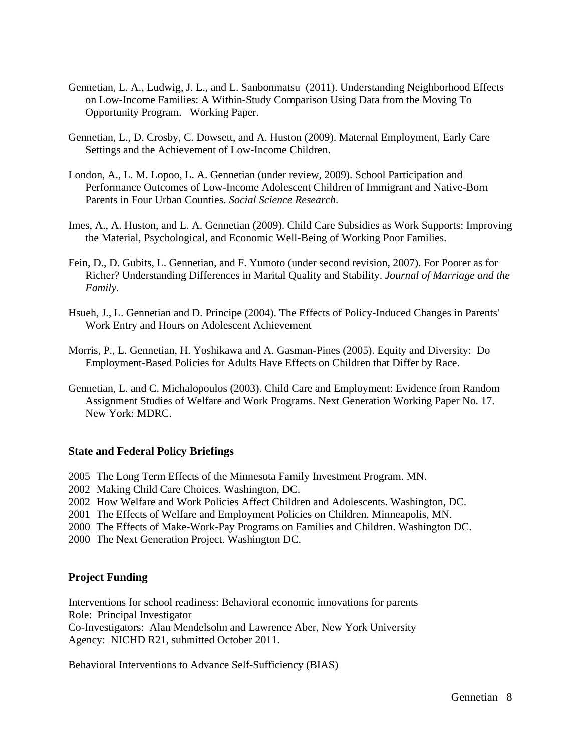Gennetian, L. A., Ludwig, J. L., and L. Sanbonmatsu (2011). Understanding Neighborhood Effects on Low-Income Families: A Within-Study Comparison Using Data from the Moving To Opportunity Program. Working Paper.

Gennetian, L., D. Crosby, C. Dowsett, and A. Huston (2009). Maternal Employment, Early Care Settings and the Achievement of Low-Income Children.

London, A., L. M. Lopoo, L. A. Gennetian (under review, 2009). School Participation and Performance Outcomes of Low-Income Adolescent Children of Immigrant and Native-Born Parents in Four Urban Counties. *Social Science Research*.

Imes, A., A. Huston, and L. A. Gennetian (2009). Child Care Subsidies as Work Supports: Improving the Material, Psychological, and Economic Well-Being of Working Poor Families.

Fein, D., D. Gubits, L. Gennetian, and F. Yumoto (under second revision, 2007). For Poorer as for Richer? Understanding Differences in Marital Quality and Stability. *Journal of Marriage and the Family.*

Hsueh, J., L. Gennetian and D. Principe (2004). The Effects of Policy-Induced Changes in Parents' Work Entry and Hours on Adolescent Achievement

Morris, P., L. Gennetian, H. Yoshikawa and A. Gasman-Pines (2005). Equity and Diversity: Do Employment-Based Policies for Adults Have Effects on Children that Differ by Race.

Gennetian, L. and C. Michalopoulos (2003). Child Care and Employment: Evidence from Random Assignment Studies of Welfare and Work Programs. Next Generation Working Paper No. 17. New York: MDRC.

**State and Federal Policy Briefings**

2005 The Long Term Effects of the Minnesota Family Investment Program. MN.
2002 Making Child Care Choices. Washington, DC.
2002 How Welfare and Work Policies Affect Children and Adolescents. Washington, DC.
2001 The Effects of Welfare and Employment Policies on Children. Minneapolis, MN.
2000 The Effects of Make-Work-Pay Programs on Families and Children. Washington DC.
2000 The Next Generation Project. Washington DC.

**Project Funding**

Interventions for school readiness: Behavioral economic innovations for parents
Role: Principal Investigator
Co-Investigators: Alan Mendelsohn and Lawrence Aber, New York University
Agency: NICHD R21, submitted October 2011.

Behavioral Interventions to Advance Self-Sufficiency (BIAS)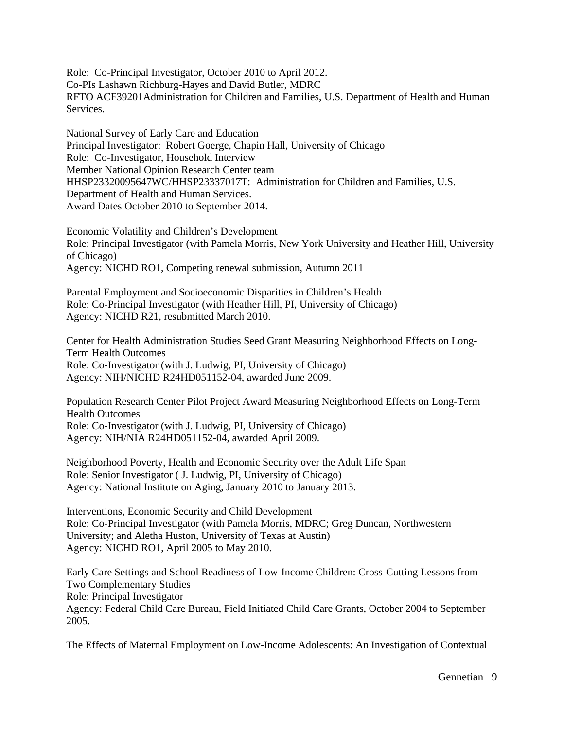Role: Co-Principal Investigator, October 2010 to April 2012.
Co-PIs Lashawn Richburg-Hayes and David Butler, MDRC
RFTO ACF39201Administration for Children and Families, U.S. Department of Health and Human Services.

National Survey of Early Care and Education
Principal Investigator: Robert Goerge, Chapin Hall, University of Chicago
Role: Co-Investigator, Household Interview
Member National Opinion Research Center team
HHSP23320095647WC/HHSP23337017T: Administration for Children and Families, U.S. Department of Health and Human Services.
Award Dates October 2010 to September 2014.

Economic Volatility and Children's Development
Role: Principal Investigator (with Pamela Morris, New York University and Heather Hill, University of Chicago)
Agency: NICHD RO1, Competing renewal submission, Autumn 2011

Parental Employment and Socioeconomic Disparities in Children's Health
Role: Co-Principal Investigator (with Heather Hill, PI, University of Chicago)
Agency: NICHD R21, resubmitted March 2010.

Center for Health Administration Studies Seed Grant Measuring Neighborhood Effects on Long-Term Health Outcomes
Role: Co-Investigator (with J. Ludwig, PI, University of Chicago)
Agency: NIH/NICHD R24HD051152-04, awarded June 2009.

Population Research Center Pilot Project Award Measuring Neighborhood Effects on Long-Term Health Outcomes
Role: Co-Investigator (with J. Ludwig, PI, University of Chicago)
Agency: NIH/NIA R24HD051152-04, awarded April 2009.

Neighborhood Poverty, Health and Economic Security over the Adult Life Span
Role: Senior Investigator ( J. Ludwig, PI, University of Chicago)
Agency: National Institute on Aging, January 2010 to January 2013.

Interventions, Economic Security and Child Development
Role: Co-Principal Investigator (with Pamela Morris, MDRC; Greg Duncan, Northwestern University; and Aletha Huston, University of Texas at Austin)
Agency: NICHD RO1, April 2005 to May 2010.

Early Care Settings and School Readiness of Low-Income Children: Cross-Cutting Lessons from Two Complementary Studies
Role: Principal Investigator
Agency: Federal Child Care Bureau, Field Initiated Child Care Grants, October 2004 to September 2005.

The Effects of Maternal Employment on Low-Income Adolescents: An Investigation of Contextual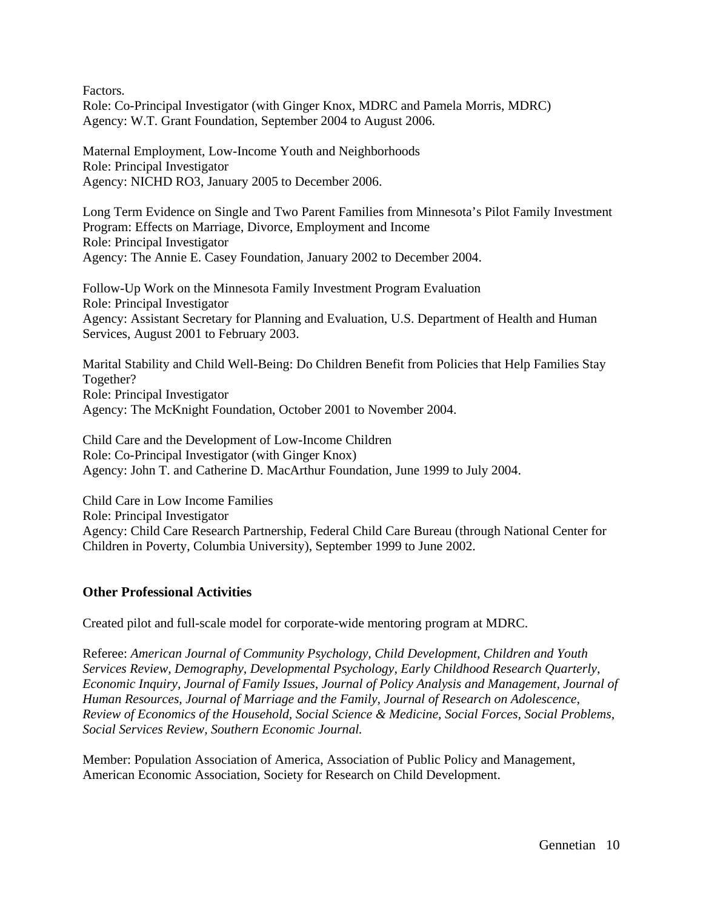Factors.
Role: Co-Principal Investigator (with Ginger Knox, MDRC and Pamela Morris, MDRC)
Agency: W.T. Grant Foundation, September 2004 to August 2006.

Maternal Employment, Low-Income Youth and Neighborhoods
Role: Principal Investigator
Agency: NICHD RO3, January 2005 to December 2006.

Long Term Evidence on Single and Two Parent Families from Minnesota's Pilot Family Investment Program: Effects on Marriage, Divorce, Employment and Income
Role: Principal Investigator
Agency: The Annie E. Casey Foundation, January 2002 to December 2004.

Follow-Up Work on the Minnesota Family Investment Program Evaluation
Role: Principal Investigator
Agency: Assistant Secretary for Planning and Evaluation, U.S. Department of Health and Human Services, August 2001 to February 2003.

Marital Stability and Child Well-Being: Do Children Benefit from Policies that Help Families Stay Together?
Role: Principal Investigator
Agency: The McKnight Foundation, October 2001 to November 2004.

Child Care and the Development of Low-Income Children
Role: Co-Principal Investigator (with Ginger Knox)
Agency: John T. and Catherine D. MacArthur Foundation, June 1999 to July 2004.

Child Care in Low Income Families
Role: Principal Investigator
Agency: Child Care Research Partnership, Federal Child Care Bureau (through National Center for Children in Poverty, Columbia University), September 1999 to June 2002.

## Other Professional Activities

Created pilot and full-scale model for corporate-wide mentoring program at MDRC.

Referee: *American Journal of Community Psychology, Child Development, Children and Youth Services Review, Demography, Developmental Psychology, Early Childhood Research Quarterly, Economic Inquiry, Journal of Family Issues, Journal of Policy Analysis and Management, Journal of Human Resources, Journal of Marriage and the Family, Journal of Research on Adolescence, Review of Economics of the Household, Social Science & Medicine, Social Forces, Social Problems, Social Services Review, Southern Economic Journal.*

Member: Population Association of America, Association of Public Policy and Management, American Economic Association, Society for Research on Child Development.